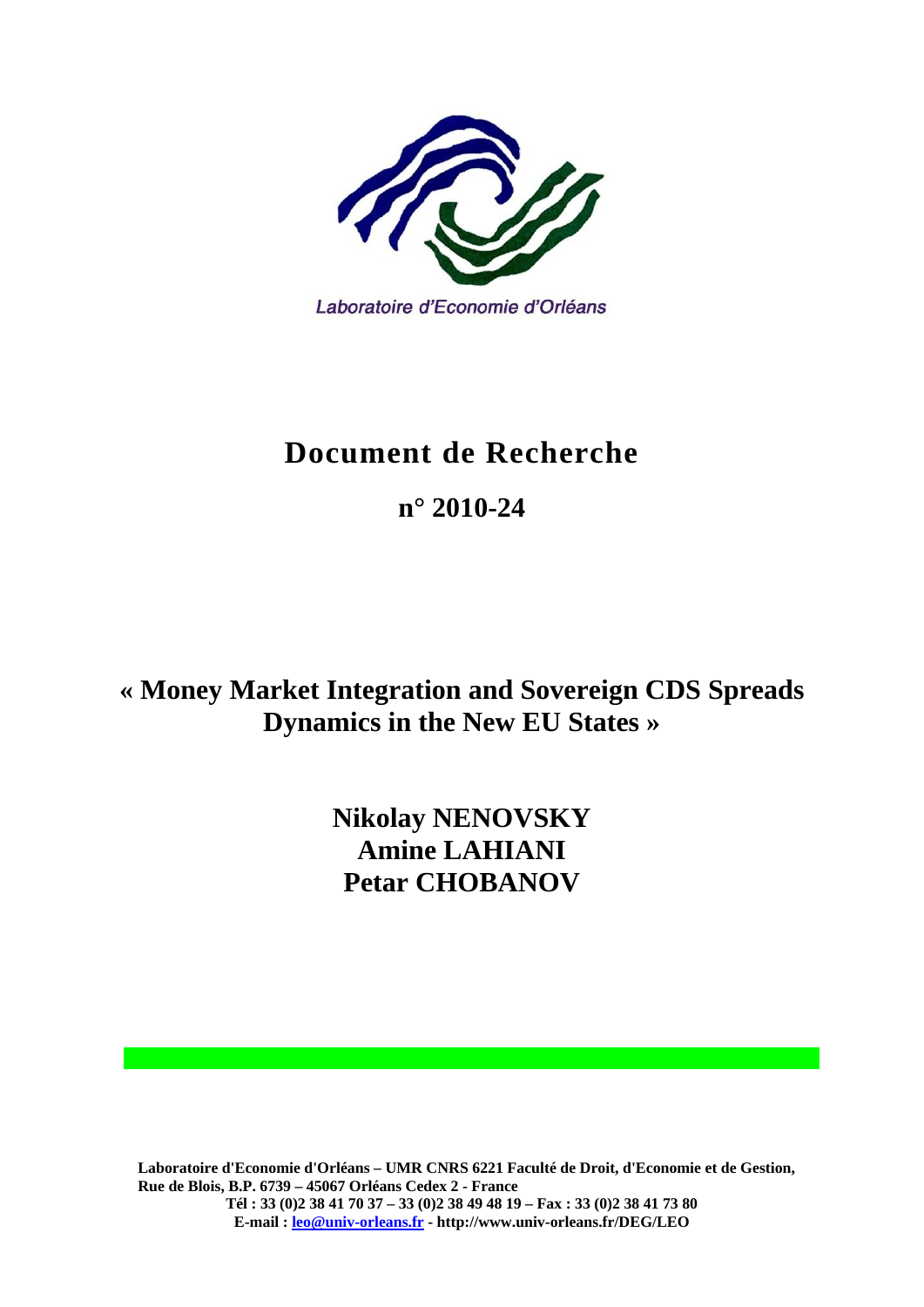Laboratoire d'Economie d'Orléans

# Document de Recherche

## n° 2010-24

# « Money Market Integration and Sovereign CDS Spreads Dynamics in the New EU States »

**Nikolay NENOVSKY**
**Amine LAHIANI**
**Petar CHOBANOV**

**Laboratoire d'Economie d'Orléans – UMR CNRS 6221 Faculté de Droit, d'Economie et de Gestion, Rue de Blois, B.P. 6739 – 45067 Orléans Cedex 2 - France**
**Tél : 33 (0)2 38 41 70 37 – 33 (0)2 38 49 48 19 – Fax : 33 (0)2 38 41 73 80**
**E-mail : leo@univ-orleans.fr - http://www.univ-orleans.fr/DEG/LEO**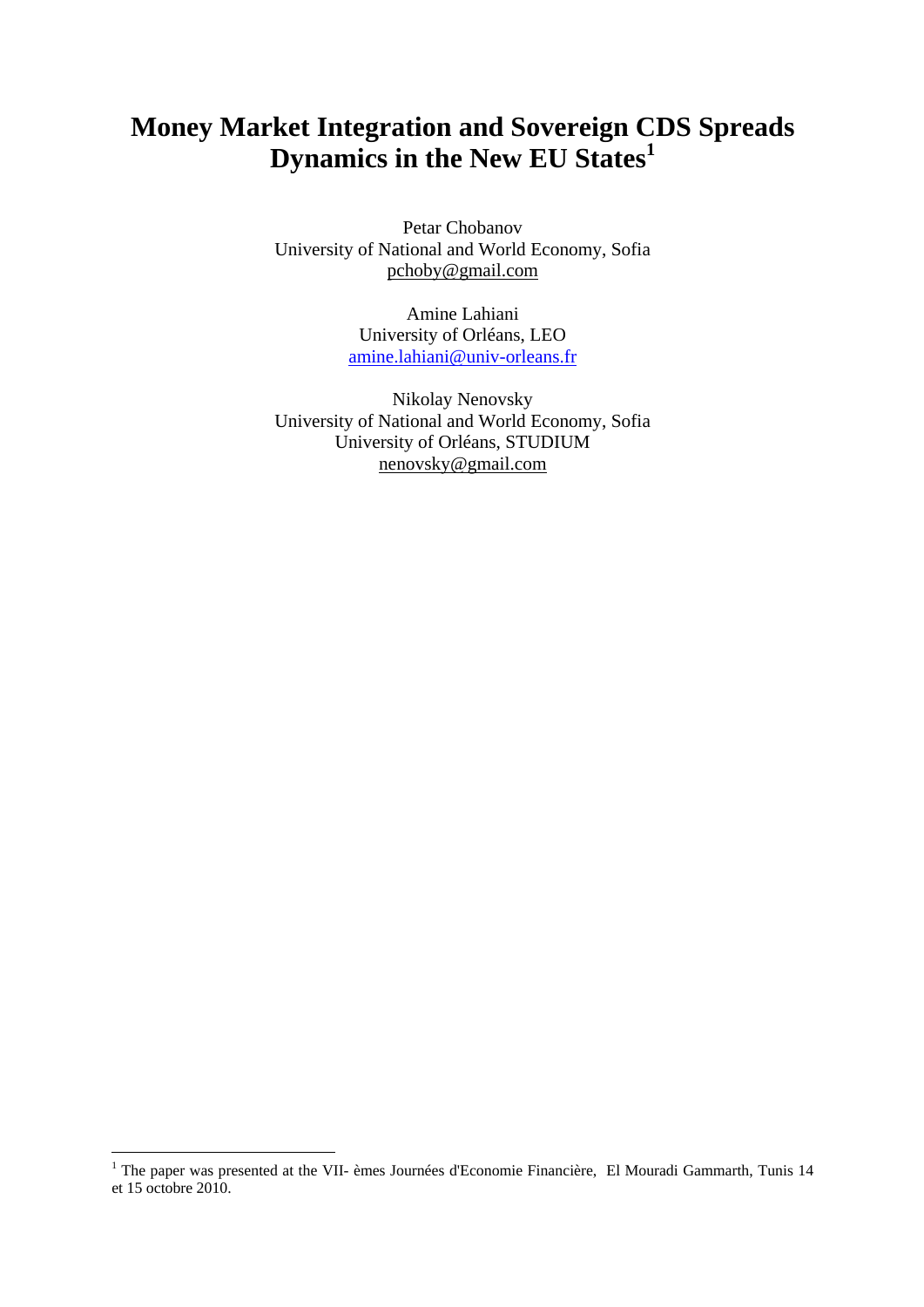# Money Market Integration and Sovereign CDS Spreads Dynamics in the New EU States[1]

Petar Chobanov  
University of National and World Economy, Sofia  
pchoby@gmail.com

Amine Lahiani  
University of Orléans, LEO  
amine.lahiani@univ-orleans.fr

Nikolay Nenovsky  
University of National and World Economy, Sofia  
University of Orléans, STUDIUM  
nenovsky@gmail.com

[1] The paper was presented at the VII- èmes Journées d'Economie Financière, El Mouradi Gammarth, Tunis 14 et 15 octobre 2010.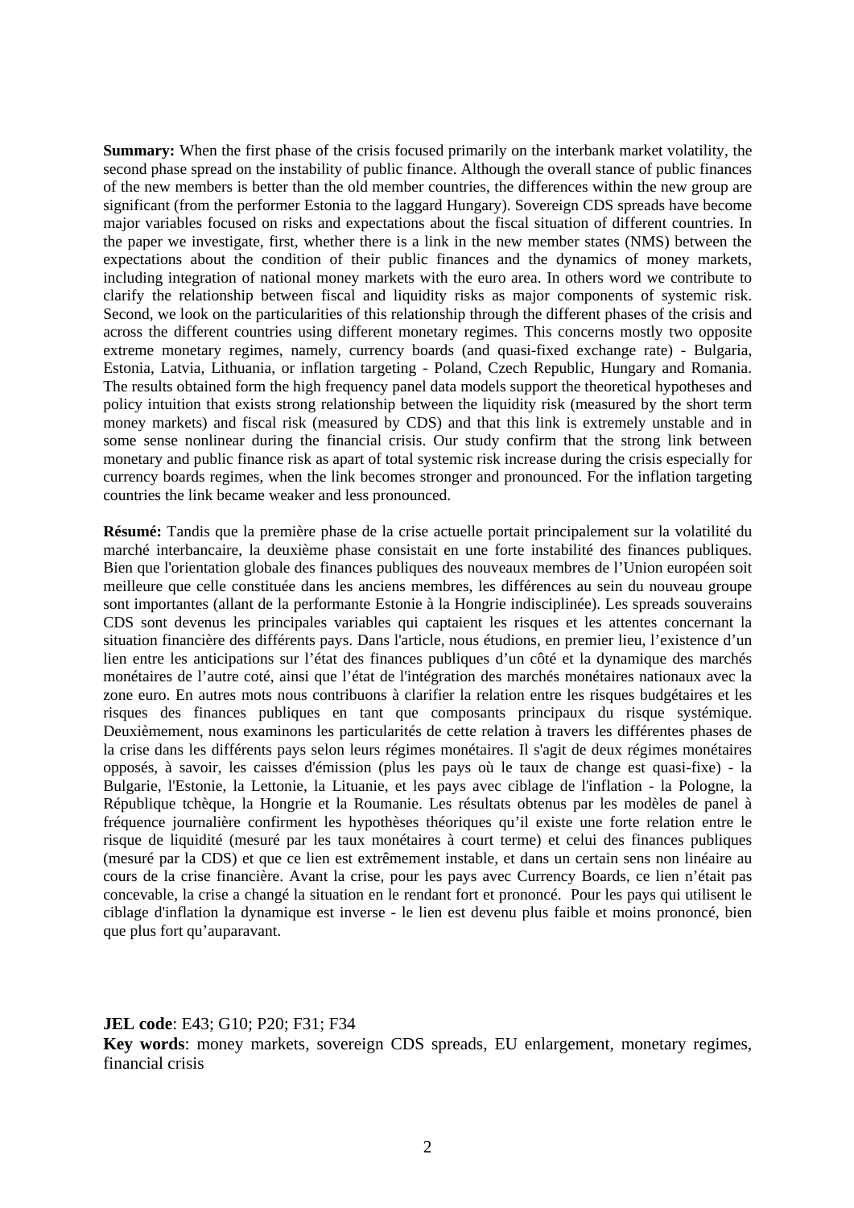**Summary:** When the first phase of the crisis focused primarily on the interbank market volatility, the second phase spread on the instability of public finance. Although the overall stance of public finances of the new members is better than the old member countries, the differences within the new group are significant (from the performer Estonia to the laggard Hungary). Sovereign CDS spreads have become major variables focused on risks and expectations about the fiscal situation of different countries. In the paper we investigate, first, whether there is a link in the new member states (NMS) between the expectations about the condition of their public finances and the dynamics of money markets, including integration of national money markets with the euro area. In others word we contribute to clarify the relationship between fiscal and liquidity risks as major components of systemic risk. Second, we look on the particularities of this relationship through the different phases of the crisis and across the different countries using different monetary regimes. This concerns mostly two opposite extreme monetary regimes, namely, currency boards (and quasi-fixed exchange rate) - Bulgaria, Estonia, Latvia, Lithuania, or inflation targeting - Poland, Czech Republic, Hungary and Romania. The results obtained form the high frequency panel data models support the theoretical hypotheses and policy intuition that exists strong relationship between the liquidity risk (measured by the short term money markets) and fiscal risk (measured by CDS) and that this link is extremely unstable and in some sense nonlinear during the financial crisis. Our study confirm that the strong link between monetary and public finance risk as apart of total systemic risk increase during the crisis especially for currency boards regimes, when the link becomes stronger and pronounced. For the inflation targeting countries the link became weaker and less pronounced.

**Résumé:** Tandis que la première phase de la crise actuelle portait principalement sur la volatilité du marché interbancaire, la deuxième phase consistait en une forte instabilité des finances publiques. Bien que l'orientation globale des finances publiques des nouveaux membres de l'Union européen soit meilleure que celle constituée dans les anciens membres, les différences au sein du nouveau groupe sont importantes (allant de la performante Estonie à la Hongrie indisciplinée). Les spreads souverains CDS sont devenus les principales variables qui captaient les risques et les attentes concernant la situation financière des différents pays. Dans l'article, nous étudions, en premier lieu, l'existence d'un lien entre les anticipations sur l'état des finances publiques d'un côté et la dynamique des marchés monétaires de l'autre coté, ainsi que l'état de l'intégration des marchés monétaires nationaux avec la zone euro. En autres mots nous contribuons à clarifier la relation entre les risques budgétaires et les risques des finances publiques en tant que composants principaux du risque systémique. Deuxièmement, nous examinons les particularités de cette relation à travers les différentes phases de la crise dans les différents pays selon leurs régimes monétaires. Il s'agit de deux régimes monétaires opposés, à savoir, les caisses d'émission (plus les pays où le taux de change est quasi-fixe) - la Bulgarie, l'Estonie, la Lettonie, la Lituanie, et les pays avec ciblage de l'inflation - la Pologne, la République tchèque, la Hongrie et la Roumanie. Les résultats obtenus par les modèles de panel à fréquence journalière confirment les hypothèses théoriques qu'il existe une forte relation entre le risque de liquidité (mesuré par les taux monétaires à court terme) et celui des finances publiques (mesuré par la CDS) et que ce lien est extrêmement instable, et dans un certain sens non linéaire au cours de la crise financière. Avant la crise, pour les pays avec Currency Boards, ce lien n'était pas concevable, la crise a changé la situation en le rendant fort et prononcé. Pour les pays qui utilisent le ciblage d'inflation la dynamique est inverse - le lien est devenu plus faible et moins prononcé, bien que plus fort qu'auparavant.

**JEL code**: E43; G10; P20; F31; F34

**Key words**: money markets, sovereign CDS spreads, EU enlargement, monetary regimes, financial crisis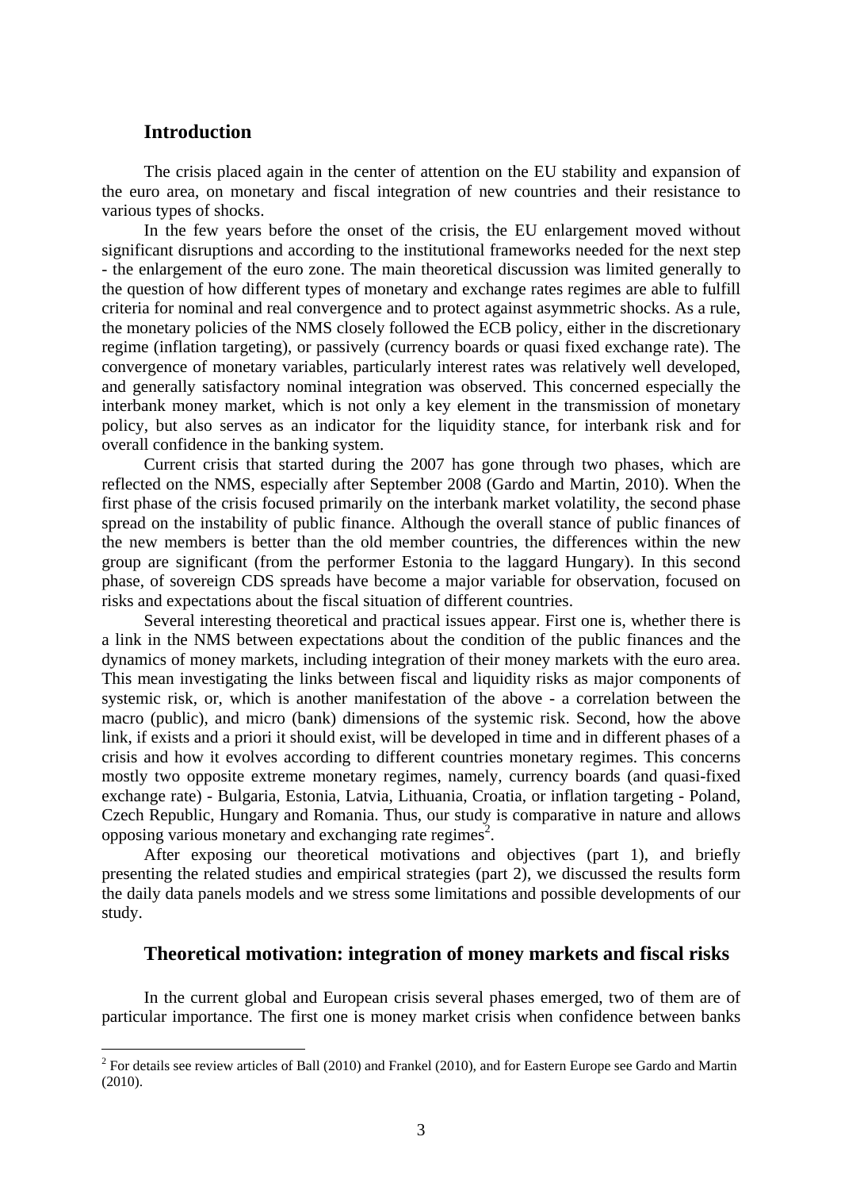## Introduction

The crisis placed again in the center of attention on the EU stability and expansion of the euro area, on monetary and fiscal integration of new countries and their resistance to various types of shocks.

In the few years before the onset of the crisis, the EU enlargement moved without significant disruptions and according to the institutional frameworks needed for the next step - the enlargement of the euro zone. The main theoretical discussion was limited generally to the question of how different types of monetary and exchange rates regimes are able to fulfill criteria for nominal and real convergence and to protect against asymmetric shocks. As a rule, the monetary policies of the NMS closely followed the ECB policy, either in the discretionary regime (inflation targeting), or passively (currency boards or quasi fixed exchange rate). The convergence of monetary variables, particularly interest rates was relatively well developed, and generally satisfactory nominal integration was observed. This concerned especially the interbank money market, which is not only a key element in the transmission of monetary policy, but also serves as an indicator for the liquidity stance, for interbank risk and for overall confidence in the banking system.

Current crisis that started during the 2007 has gone through two phases, which are reflected on the NMS, especially after September 2008 (Gardo and Martin, 2010). When the first phase of the crisis focused primarily on the interbank market volatility, the second phase spread on the instability of public finance. Although the overall stance of public finances of the new members is better than the old member countries, the differences within the new group are significant (from the performer Estonia to the laggard Hungary). In this second phase, of sovereign CDS spreads have become a major variable for observation, focused on risks and expectations about the fiscal situation of different countries.

Several interesting theoretical and practical issues appear. First one is, whether there is a link in the NMS between expectations about the condition of the public finances and the dynamics of money markets, including integration of their money markets with the euro area. This mean investigating the links between fiscal and liquidity risks as major components of systemic risk, or, which is another manifestation of the above - a correlation between the macro (public), and micro (bank) dimensions of the systemic risk. Second, how the above link, if exists and a priori it should exist, will be developed in time and in different phases of a crisis and how it evolves according to different countries monetary regimes. This concerns mostly two opposite extreme monetary regimes, namely, currency boards (and quasi-fixed exchange rate) - Bulgaria, Estonia, Latvia, Lithuania, Croatia, or inflation targeting - Poland, Czech Republic, Hungary and Romania. Thus, our study is comparative in nature and allows opposing various monetary and exchanging rate regimes[2].

After exposing our theoretical motivations and objectives (part 1), and briefly presenting the related studies and empirical strategies (part 2), we discussed the results form the daily data panels models and we stress some limitations and possible developments of our study.

## Theoretical motivation: integration of money markets and fiscal risks

In the current global and European crisis several phases emerged, two of them are of particular importance. The first one is money market crisis when confidence between banks

[2] For details see review articles of Ball (2010) and Frankel (2010), and for Eastern Europe see Gardo and Martin (2010).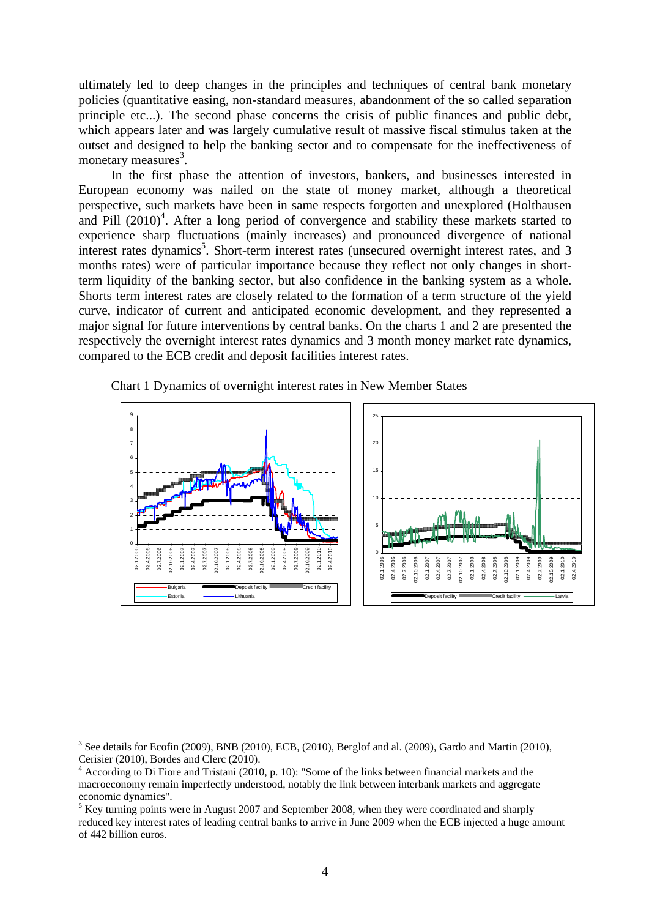ultimately led to deep changes in the principles and techniques of central bank monetary policies (quantitative easing, non-standard measures, abandonment of the so called separation principle etc...). The second phase concerns the crisis of public finances and public debt, which appears later and was largely cumulative result of massive fiscal stimulus taken at the outset and designed to help the banking sector and to compensate for the ineffectiveness of monetary measures[3].

In the first phase the attention of investors, bankers, and businesses interested in European economy was nailed on the state of money market, although a theoretical perspective, such markets have been in same respects forgotten and unexplored (Holthausen and Pill (2010)[4]. After a long period of convergence and stability these markets started to experience sharp fluctuations (mainly increases) and pronounced divergence of national interest rates dynamics[5]. Short-term interest rates (unsecured overnight interest rates, and 3 months rates) were of particular importance because they reflect not only changes in short-term liquidity of the banking sector, but also confidence in the banking system as a whole. Shorts term interest rates are closely related to the formation of a term structure of the yield curve, indicator of current and anticipated economic development, and they represented a major signal for future interventions by central banks. On the charts 1 and 2 are presented the respectively the overnight interest rates dynamics and 3 month money market rate dynamics, compared to the ECB credit and deposit facilities interest rates.

Chart 1 Dynamics of overnight interest rates in New Member States

---

[3] See details for Ecofin (2009), BNB (2010), ECB, (2010), Berglof and al. (2009), Gardo and Martin (2010), Cerisier (2010), Bordes and Clerc (2010).

[4] According to Di Fiore and Tristani (2010, p. 10): "Some of the links between financial markets and the macroeconomy remain imperfectly understood, notably the link between interbank markets and aggregate economic dynamics".

[5] Key turning points were in August 2007 and September 2008, when they were coordinated and sharply reduced key interest rates of leading central banks to arrive in June 2009 when the ECB injected a huge amount of 442 billion euros.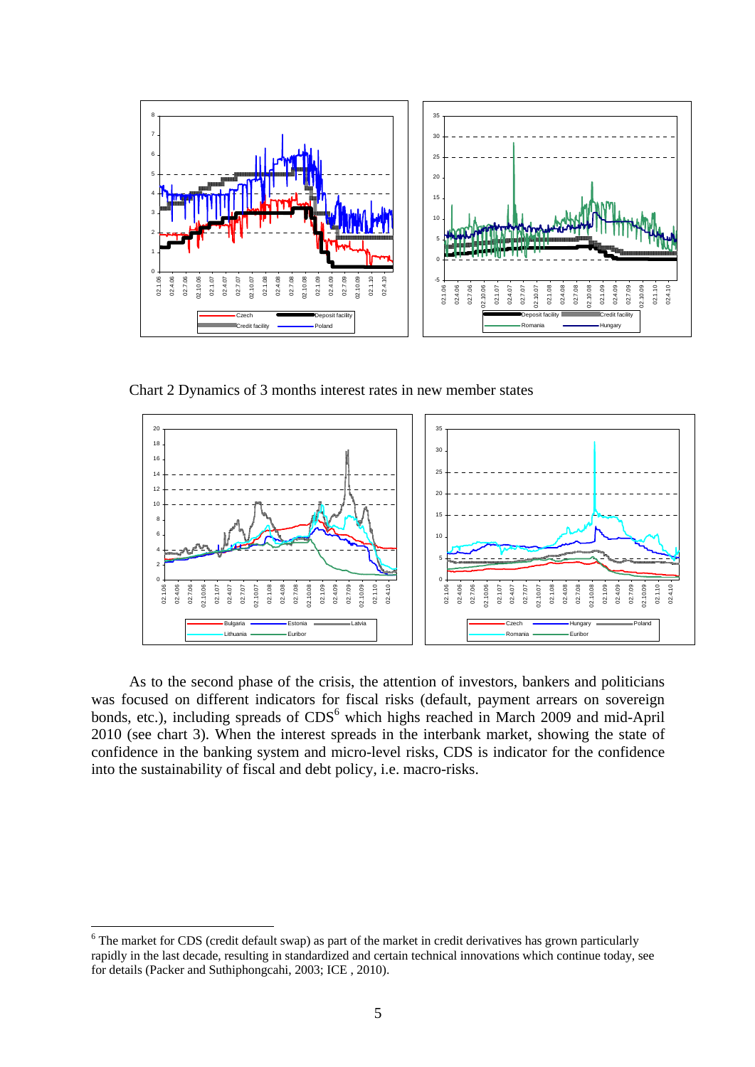Chart 2 Dynamics of 3 months interest rates in new member states

As to the second phase of the crisis, the attention of investors, bankers and politicians was focused on different indicators for fiscal risks (default, payment arrears on sovereign bonds, etc.), including spreads of CDS[6] which highs reached in March 2009 and mid-April 2010 (see chart 3). When the interest spreads in the interbank market, showing the state of confidence in the banking system and micro-level risks, CDS is indicator for the confidence into the sustainability of fiscal and debt policy, i.e. macro-risks.

[6] The market for CDS (credit default swap) as part of the market in credit derivatives has grown particularly rapidly in the last decade, resulting in standardized and certain technical innovations which continue today, see for details (Packer and Suthiphongcahi, 2003; ICE , 2010).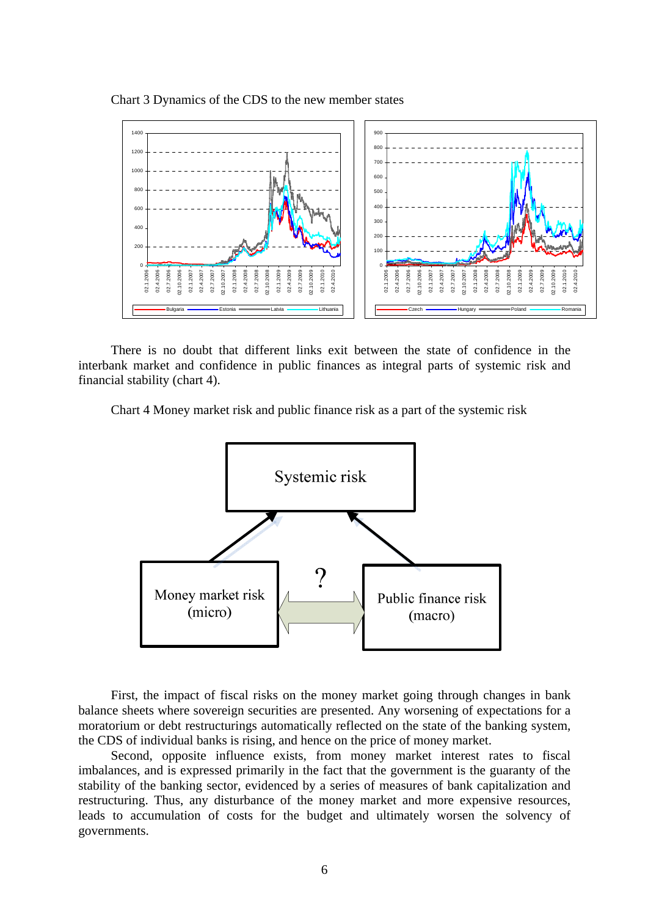Chart 3 Dynamics of the CDS to the new member states

There is no doubt that different links exit between the state of confidence in the interbank market and confidence in public finances as integral parts of systemic risk and financial stability (chart 4).

Chart 4 Money market risk and public finance risk as a part of the systemic risk

First, the impact of fiscal risks on the money market going through changes in bank balance sheets where sovereign securities are presented. Any worsening of expectations for a moratorium or debt restructurings automatically reflected on the state of the banking system, the CDS of individual banks is rising, and hence on the price of money market.

Second, opposite influence exists, from money market interest rates to fiscal imbalances, and is expressed primarily in the fact that the government is the guaranty of the stability of the banking sector, evidenced by a series of measures of bank capitalization and restructuring. Thus, any disturbance of the money market and more expensive resources, leads to accumulation of costs for the budget and ultimately worsen the solvency of governments.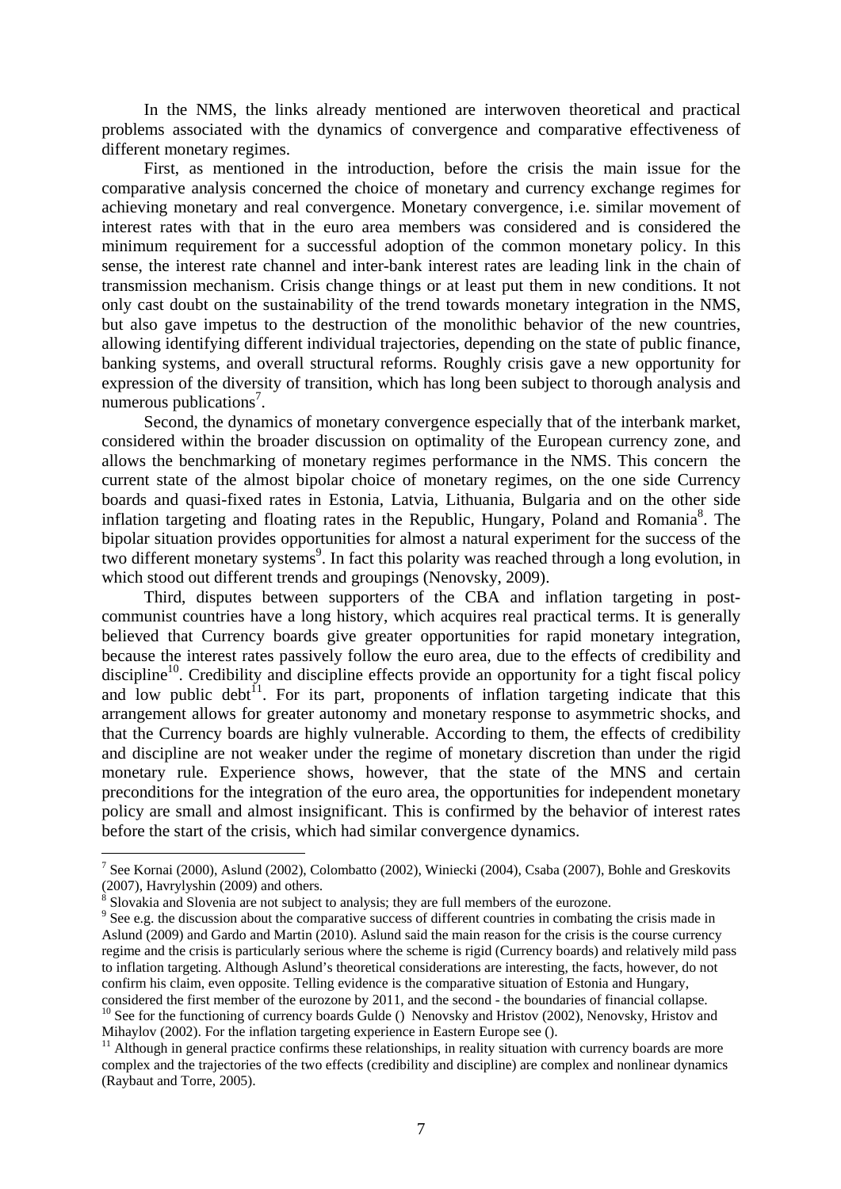In the NMS, the links already mentioned are interwoven theoretical and practical problems associated with the dynamics of convergence and comparative effectiveness of different monetary regimes.

First, as mentioned in the introduction, before the crisis the main issue for the comparative analysis concerned the choice of monetary and currency exchange regimes for achieving monetary and real convergence. Monetary convergence, i.e. similar movement of interest rates with that in the euro area members was considered and is considered the minimum requirement for a successful adoption of the common monetary policy. In this sense, the interest rate channel and inter-bank interest rates are leading link in the chain of transmission mechanism. Crisis change things or at least put them in new conditions. It not only cast doubt on the sustainability of the trend towards monetary integration in the NMS, but also gave impetus to the destruction of the monolithic behavior of the new countries, allowing identifying different individual trajectories, depending on the state of public finance, banking systems, and overall structural reforms. Roughly crisis gave a new opportunity for expression of the diversity of transition, which has long been subject to thorough analysis and numerous publications[7].

Second, the dynamics of monetary convergence especially that of the interbank market, considered within the broader discussion on optimality of the European currency zone, and allows the benchmarking of monetary regimes performance in the NMS. This concern the current state of the almost bipolar choice of monetary regimes, on the one side Currency boards and quasi-fixed rates in Estonia, Latvia, Lithuania, Bulgaria and on the other side inflation targeting and floating rates in the Republic, Hungary, Poland and Romania[8]. The bipolar situation provides opportunities for almost a natural experiment for the success of the two different monetary systems[9]. In fact this polarity was reached through a long evolution, in which stood out different trends and groupings (Nenovsky, 2009).

Third, disputes between supporters of the CBA and inflation targeting in post-communist countries have a long history, which acquires real practical terms. It is generally believed that Currency boards give greater opportunities for rapid monetary integration, because the interest rates passively follow the euro area, due to the effects of credibility and discipline[10]. Credibility and discipline effects provide an opportunity for a tight fiscal policy and low public debt[11]. For its part, proponents of inflation targeting indicate that this arrangement allows for greater autonomy and monetary response to asymmetric shocks, and that the Currency boards are highly vulnerable. According to them, the effects of credibility and discipline are not weaker under the regime of monetary discretion than under the rigid monetary rule. Experience shows, however, that the state of the MNS and certain preconditions for the integration of the euro area, the opportunities for independent monetary policy are small and almost insignificant. This is confirmed by the behavior of interest rates before the start of the crisis, which had similar convergence dynamics.

---

[7] See Kornai (2000), Aslund (2002), Colombatto (2002), Winiecki (2004), Csaba (2007), Bohle and Greskovits (2007), Havrylyshin (2009) and others.

[8] Slovakia and Slovenia are not subject to analysis; they are full members of the eurozone.

[9] See e.g. the discussion about the comparative success of different countries in combating the crisis made in Aslund (2009) and Gardo and Martin (2010). Aslund said the main reason for the crisis is the course currency regime and the crisis is particularly serious where the scheme is rigid (Currency boards) and relatively mild pass to inflation targeting. Although Aslund's theoretical considerations are interesting, the facts, however, do not confirm his claim, even opposite. Telling evidence is the comparative situation of Estonia and Hungary, considered the first member of the eurozone by 2011, and the second - the boundaries of financial collapse.

[10] See for the functioning of currency boards Gulde () Nenovsky and Hristov (2002), Nenovsky, Hristov and Mihaylov (2002). For the inflation targeting experience in Eastern Europe see ().

[11] Although in general practice confirms these relationships, in reality situation with currency boards are more complex and the trajectories of the two effects (credibility and discipline) are complex and nonlinear dynamics (Raybaut and Torre, 2005).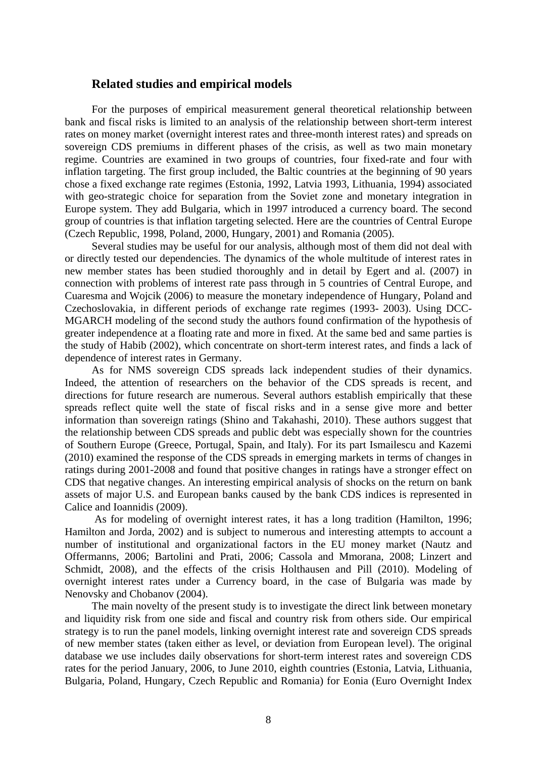## Related studies and empirical models

For the purposes of empirical measurement general theoretical relationship between bank and fiscal risks is limited to an analysis of the relationship between short-term interest rates on money market (overnight interest rates and three-month interest rates) and spreads on sovereign CDS premiums in different phases of the crisis, as well as two main monetary regime. Countries are examined in two groups of countries, four fixed-rate and four with inflation targeting. The first group included, the Baltic countries at the beginning of 90 years chose a fixed exchange rate regimes (Estonia, 1992, Latvia 1993, Lithuania, 1994) associated with geo-strategic choice for separation from the Soviet zone and monetary integration in Europe system. They add Bulgaria, which in 1997 introduced a currency board. The second group of countries is that inflation targeting selected. Here are the countries of Central Europe (Czech Republic, 1998, Poland, 2000, Hungary, 2001) and Romania (2005).

Several studies may be useful for our analysis, although most of them did not deal with or directly tested our dependencies. The dynamics of the whole multitude of interest rates in new member states has been studied thoroughly and in detail by Egert and al. (2007) in connection with problems of interest rate pass through in 5 countries of Central Europe, and Cuaresma and Wojcik (2006) to measure the monetary independence of Hungary, Poland and Czechoslovakia, in different periods of exchange rate regimes (1993- 2003). Using DCC-MGARCH modeling of the second study the authors found confirmation of the hypothesis of greater independence at a floating rate and more in fixed. At the same bed and same parties is the study of Habib (2002), which concentrate on short-term interest rates, and finds a lack of dependence of interest rates in Germany.

As for NMS sovereign CDS spreads lack independent studies of their dynamics. Indeed, the attention of researchers on the behavior of the CDS spreads is recent, and directions for future research are numerous. Several authors establish empirically that these spreads reflect quite well the state of fiscal risks and in a sense give more and better information than sovereign ratings (Shino and Takahashi, 2010). These authors suggest that the relationship between CDS spreads and public debt was especially shown for the countries of Southern Europe (Greece, Portugal, Spain, and Italy). For its part Ismailescu and Kazemi (2010) examined the response of the CDS spreads in emerging markets in terms of changes in ratings during 2001-2008 and found that positive changes in ratings have a stronger effect on CDS that negative changes. An interesting empirical analysis of shocks on the return on bank assets of major U.S. and European banks caused by the bank CDS indices is represented in Calice and Ioannidis (2009).

As for modeling of overnight interest rates, it has a long tradition (Hamilton, 1996; Hamilton and Jorda, 2002) and is subject to numerous and interesting attempts to account a number of institutional and organizational factors in the EU money market (Nautz and Offermanns, 2006; Bartolini and Prati, 2006; Cassola and Mmorana, 2008; Linzert and Schmidt, 2008), and the effects of the crisis Holthausen and Pill (2010). Modeling of overnight interest rates under a Currency board, in the case of Bulgaria was made by Nenovsky and Chobanov (2004).

The main novelty of the present study is to investigate the direct link between monetary and liquidity risk from one side and fiscal and country risk from others side. Our empirical strategy is to run the panel models, linking overnight interest rate and sovereign CDS spreads of new member states (taken either as level, or deviation from European level). The original database we use includes daily observations for short-term interest rates and sovereign CDS rates for the period January, 2006, to June 2010, eighth countries (Estonia, Latvia, Lithuania, Bulgaria, Poland, Hungary, Czech Republic and Romania) for Eonia (Euro Overnight Index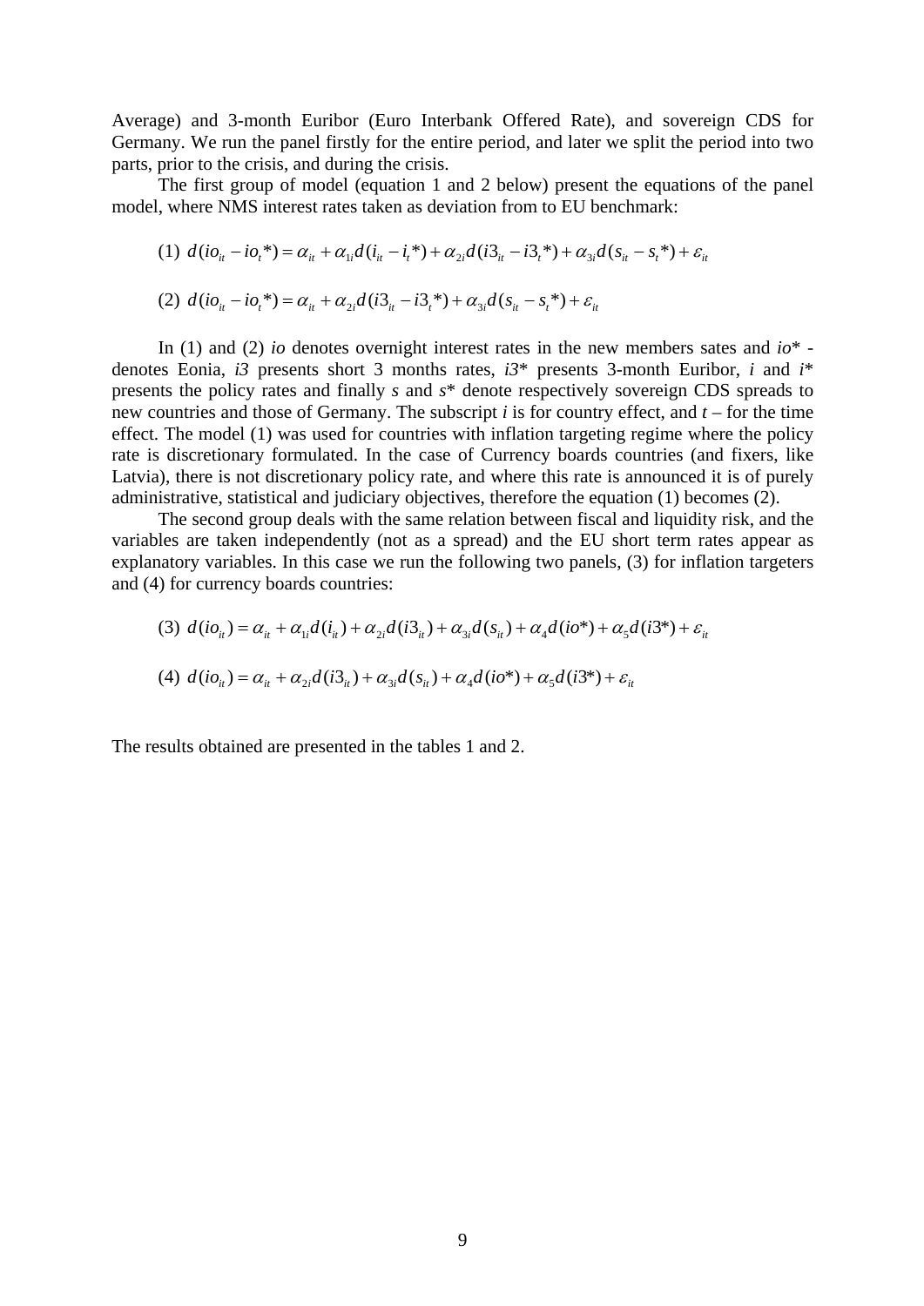Average) and 3-month Euribor (Euro Interbank Offered Rate), and sovereign CDS for Germany. We run the panel firstly for the entire period, and later we split the period into two parts, prior to the crisis, and during the crisis.

The first group of model (equation 1 and 2 below) present the equations of the panel model, where NMS interest rates taken as deviation from to EU benchmark:

$$(1)\ d(io_{it} - io_t^*) = \alpha_{it} + \alpha_{1i} d(i_{it} - i_t^*) + \alpha_{2i} d(i3_{it} - i3_t^*) + \alpha_{3i} d(s_{it} - s_t^*) + \varepsilon_{it}$$

$$(2)\ d(io_{it} - io_t^*) = \alpha_{it} + \alpha_{2i} d(i3_{it} - i3_t^*) + \alpha_{3i} d(s_{it} - s_t^*) + \varepsilon_{it}$$

In (1) and (2) *io* denotes overnight interest rates in the new members sates and *io*\* - denotes Eonia, *i3* presents short 3 months rates, *i3*\* presents 3-month Euribor, *i* and *i*\* presents the policy rates and finally *s* and *s*\* denote respectively sovereign CDS spreads to new countries and those of Germany. The subscript *i* is for country effect, and *t* – for the time effect. The model (1) was used for countries with inflation targeting regime where the policy rate is discretionary formulated. In the case of Currency boards countries (and fixers, like Latvia), there is not discretionary policy rate, and where this rate is announced it is of purely administrative, statistical and judiciary objectives, therefore the equation (1) becomes (2).

The second group deals with the same relation between fiscal and liquidity risk, and the variables are taken independently (not as a spread) and the EU short term rates appear as explanatory variables. In this case we run the following two panels, (3) for inflation targeters and (4) for currency boards countries:

$$(3)\ d(io_{it}) = \alpha_{it} + \alpha_{1i} d(i_{it}) + \alpha_{2i} d(i3_{it}) + \alpha_{3i} d(s_{it}) + \alpha_4 d(io^*) + \alpha_5 d(i3^*) + \varepsilon_{it}$$

$$(4)\ d(io_{it}) = \alpha_{it} + \alpha_{2i} d(i3_{it}) + \alpha_{3i} d(s_{it}) + \alpha_4 d(io^*) + \alpha_5 d(i3^*) + \varepsilon_{it}$$

The results obtained are presented in the tables 1 and 2.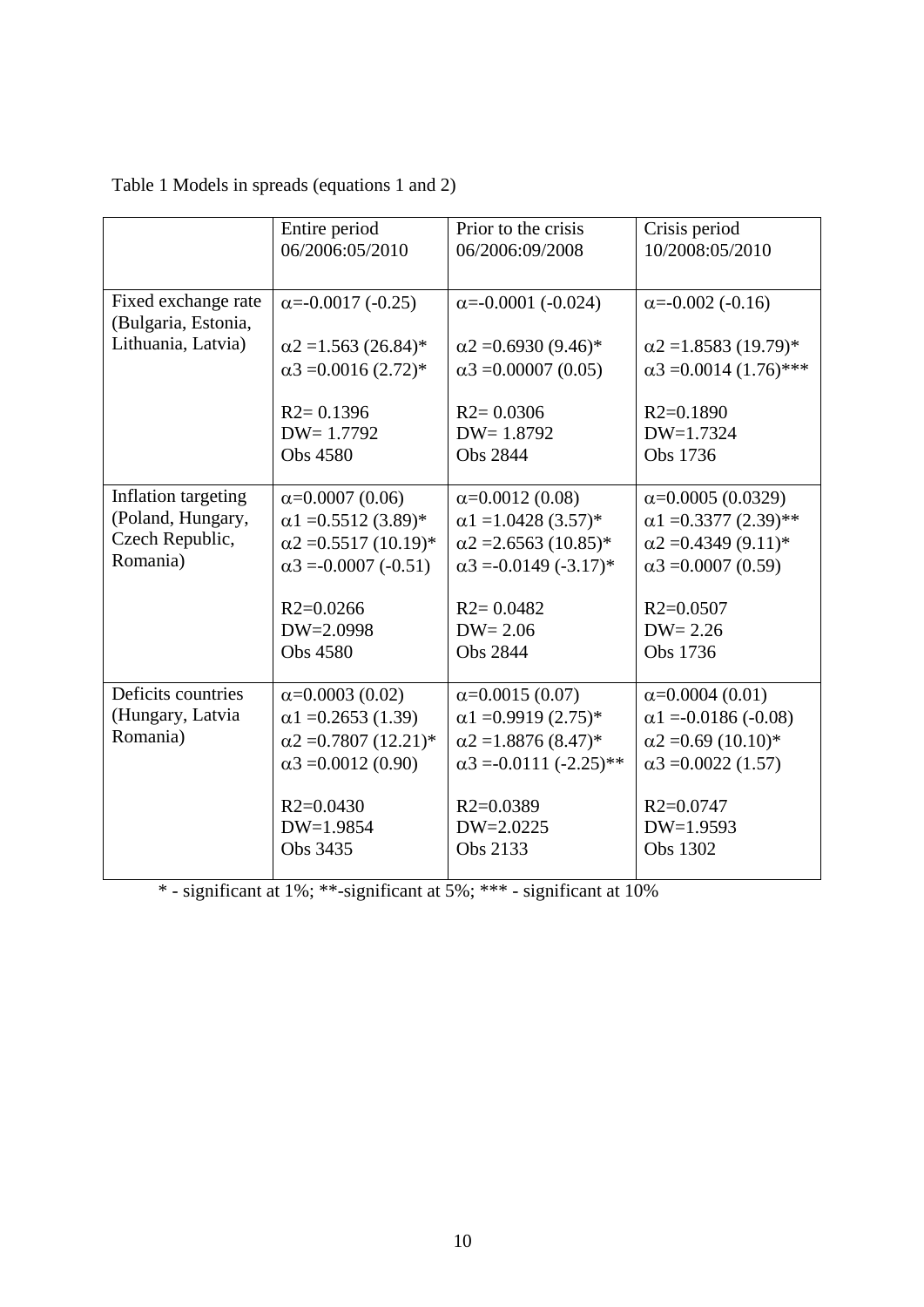Table 1 Models in spreads (equations 1 and 2)

| | Entire period 06/2006:05/2010 | Prior to the crisis 06/2006:09/2008 | Crisis period 10/2008:05/2010 |
|---|---|---|---|
| Fixed exchange rate (Bulgaria, Estonia, Lithuania, Latvia) | $\alpha$=-0.0017 (-0.25)<br><br>$\alpha 2$ =1.563 (26.84)*<br>$\alpha 3$ =0.0016 (2.72)*<br><br>$R2$= 0.1396<br>DW= 1.7792<br>Obs 4580 | $\alpha$=-0.0001 (-0.024)<br><br>$\alpha 2$ =0.6930 (9.46)*<br>$\alpha 3$ =0.00007 (0.05)<br><br>$R2$= 0.0306<br>DW= 1.8792<br>Obs 2844 | $\alpha$=-0.002 (-0.16)<br><br>$\alpha 2$ =1.8583 (19.79)*<br>$\alpha 3$ =0.0014 (1.76)***<br><br>$R2$=0.1890<br>DW=1.7324<br>Obs 1736 |
| Inflation targeting (Poland, Hungary, Czech Republic, Romania) | $\alpha$=0.0007 (0.06)<br>$\alpha 1$ =0.5512 (3.89)*<br>$\alpha 2$ =0.5517 (10.19)*<br>$\alpha 3$ =-0.0007 (-0.51)<br><br>$R2$=0.0266<br>DW=2.0998<br>Obs 4580 | $\alpha$=0.0012 (0.08)<br>$\alpha 1$ =1.0428 (3.57)*<br>$\alpha 2$ =2.6563 (10.85)*<br>$\alpha 3$ =-0.0149 (-3.17)*<br><br>$R2$= 0.0482<br>DW= 2.06<br>Obs 2844 | $\alpha$=0.0005 (0.0329)<br>$\alpha 1$ =0.3377 (2.39)**<br>$\alpha 2$ =0.4349 (9.11)*<br>$\alpha 3$ =0.0007 (0.59)<br><br>$R2$=0.0507<br>DW= 2.26<br>Obs 1736 |
| Deficits countries (Hungary, Latvia Romania) | $\alpha$=0.0003 (0.02)<br>$\alpha 1$ =0.2653 (1.39)<br>$\alpha 2$ =0.7807 (12.21)*<br>$\alpha 3$ =0.0012 (0.90)<br><br>$R2$=0.0430<br>DW=1.9854<br>Obs 3435 | $\alpha$=0.0015 (0.07)<br>$\alpha 1$ =0.9919 (2.75)*<br>$\alpha 2$ =1.8876 (8.47)*<br>$\alpha 3$ =-0.0111 (-2.25)**<br><br>$R2$=0.0389<br>DW=2.0225<br>Obs 2133 | $\alpha$=0.0004 (0.01)<br>$\alpha 1$ =-0.0186 (-0.08)<br>$\alpha 2$ =0.69 (10.10)*<br>$\alpha 3$ =0.0022 (1.57)<br><br>$R2$=0.0747<br>DW=1.9593<br>Obs 1302 |

* - significant at 1%; **-significant at 5%; *** - significant at 10%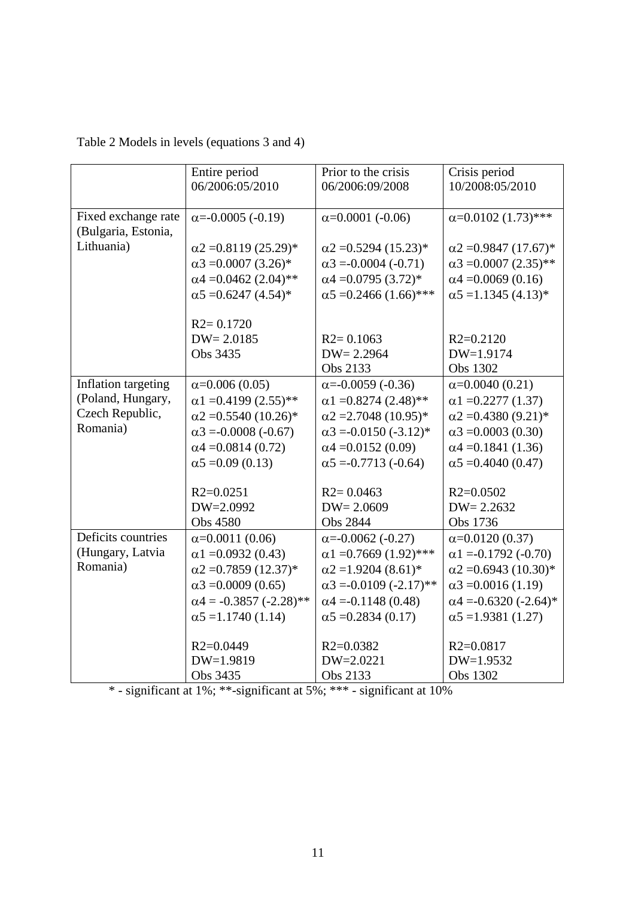Table 2 Models in levels (equations 3 and 4)

| | Entire period 06/2006:05/2010 | Prior to the crisis 06/2006:09/2008 | Crisis period 10/2008:05/2010 |
|---|---|---|---|
| Fixed exchange rate (Bulgaria, Estonia, Lithuania) | $\alpha$=-0.0005 (-0.19)<br><br>$\alpha 2$ =0.8119 (25.29)*<br>$\alpha 3$ =0.0007 (3.26)*<br>$\alpha 4$ =0.0462 (2.04)**<br>$\alpha 5$ =0.6247 (4.54)*<br><br>$R2$= 0.1720<br>DW= 2.0185<br>Obs 3435 | $\alpha$=0.0001 (-0.06)<br><br>$\alpha 2$ =0.5294 (15.23)*<br>$\alpha 3$ =-0.0004 (-0.71)<br>$\alpha 4$ =0.0795 (3.72)*<br>$\alpha 5$ =0.2466 (1.66)***<br><br>$R2$= 0.1063<br>DW= 2.2964<br>Obs 2133 | $\alpha$=0.0102 (1.73)***<br><br>$\alpha 2$ =0.9847 (17.67)*<br>$\alpha 3$ =0.0007 (2.35)**<br>$\alpha 4$ =0.0069 (0.16)<br>$\alpha 5$ =1.1345 (4.13)*<br><br>$R2$=0.2120<br>DW=1.9174<br>Obs 1302 |
| Inflation targeting (Poland, Hungary, Czech Republic, Romania) | $\alpha$=0.006 (0.05)<br>$\alpha 1$ =0.4199 (2.55)**<br>$\alpha 2$ =0.5540 (10.26)*<br>$\alpha 3$ =-0.0008 (-0.67)<br>$\alpha 4$ =0.0814 (0.72)<br>$\alpha 5$ =0.09 (0.13)<br><br>$R2$=0.0251<br>DW=2.0992<br>Obs 4580 | $\alpha$=-0.0059 (-0.36)<br>$\alpha 1$ =0.8274 (2.48)**<br>$\alpha 2$ =2.7048 (10.95)*<br>$\alpha 3$ =-0.0150 (-3.12)*<br>$\alpha 4$ =0.0152 (0.09)<br>$\alpha 5$ =-0.7713 (-0.64)<br><br>$R2$= 0.0463<br>DW= 2.0609<br>Obs 2844 | $\alpha$=0.0040 (0.21)<br>$\alpha 1$ =0.2277 (1.37)<br>$\alpha 2$ =0.4380 (9.21)*<br>$\alpha 3$ =0.0003 (0.30)<br>$\alpha 4$ =0.1841 (1.36)<br>$\alpha 5$ =0.4040 (0.47)<br><br>$R2$=0.0502<br>DW= 2.2632<br>Obs 1736 |
| Deficits countries (Hungary, Latvia Romania) | $\alpha$=0.0011 (0.06)<br>$\alpha 1$ =0.0932 (0.43)<br>$\alpha 2$ =0.7859 (12.37)*<br>$\alpha 3$ =0.0009 (0.65)<br>$\alpha 4$ = -0.3857 (-2.28)**<br>$\alpha 5$ =1.1740 (1.14)<br><br>$R2$=0.0449<br>DW=1.9819<br>Obs 3435 | $\alpha$=-0.0062 (-0.27)<br>$\alpha 1$ =0.7669 (1.92)***<br>$\alpha 2$ =1.9204 (8.61)*<br>$\alpha 3$ =-0.0109 (-2.17)**<br>$\alpha 4$ =-0.1148 (0.48)<br>$\alpha 5$ =0.2834 (0.17)<br><br>$R2$=0.0382<br>DW=2.0221<br>Obs 2133 | $\alpha$=0.0120 (0.37)<br>$\alpha 1$ =-0.1792 (-0.70)<br>$\alpha 2$ =0.6943 (10.30)*<br>$\alpha 3$ =0.0016 (1.19)<br>$\alpha 4$ =-0.6320 (-2.64)*<br>$\alpha 5$ =1.9381 (1.27)<br><br>$R2$=0.0817<br>DW=1.9532<br>Obs 1302 |

* - significant at 1%; **-significant at 5%; *** - significant at 10%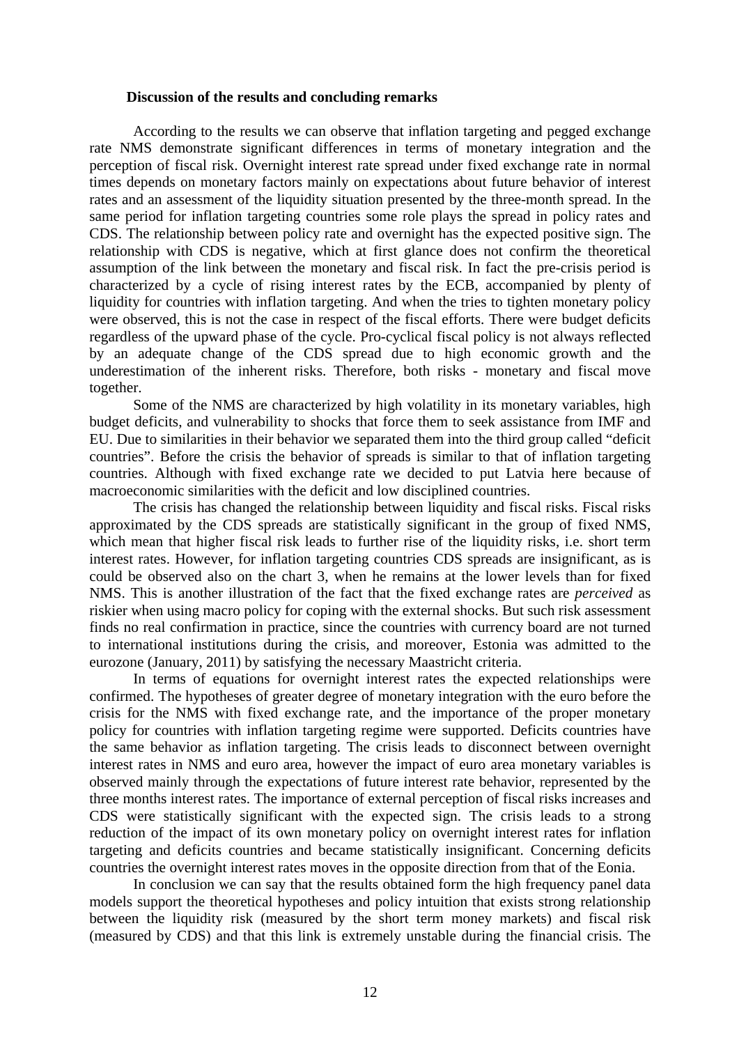**Discussion of the results and concluding remarks**

According to the results we can observe that inflation targeting and pegged exchange rate NMS demonstrate significant differences in terms of monetary integration and the perception of fiscal risk. Overnight interest rate spread under fixed exchange rate in normal times depends on monetary factors mainly on expectations about future behavior of interest rates and an assessment of the liquidity situation presented by the three-month spread. In the same period for inflation targeting countries some role plays the spread in policy rates and CDS. The relationship between policy rate and overnight has the expected positive sign. The relationship with CDS is negative, which at first glance does not confirm the theoretical assumption of the link between the monetary and fiscal risk. In fact the pre-crisis period is characterized by a cycle of rising interest rates by the ECB, accompanied by plenty of liquidity for countries with inflation targeting. And when the tries to tighten monetary policy were observed, this is not the case in respect of the fiscal efforts. There were budget deficits regardless of the upward phase of the cycle. Pro-cyclical fiscal policy is not always reflected by an adequate change of the CDS spread due to high economic growth and the underestimation of the inherent risks. Therefore, both risks - monetary and fiscal move together.

Some of the NMS are characterized by high volatility in its monetary variables, high budget deficits, and vulnerability to shocks that force them to seek assistance from IMF and EU. Due to similarities in their behavior we separated them into the third group called "deficit countries". Before the crisis the behavior of spreads is similar to that of inflation targeting countries. Although with fixed exchange rate we decided to put Latvia here because of macroeconomic similarities with the deficit and low disciplined countries.

The crisis has changed the relationship between liquidity and fiscal risks. Fiscal risks approximated by the CDS spreads are statistically significant in the group of fixed NMS, which mean that higher fiscal risk leads to further rise of the liquidity risks, i.e. short term interest rates. However, for inflation targeting countries CDS spreads are insignificant, as is could be observed also on the chart 3, when he remains at the lower levels than for fixed NMS. This is another illustration of the fact that the fixed exchange rates are *perceived* as riskier when using macro policy for coping with the external shocks. But such risk assessment finds no real confirmation in practice, since the countries with currency board are not turned to international institutions during the crisis, and moreover, Estonia was admitted to the eurozone (January, 2011) by satisfying the necessary Maastricht criteria.

In terms of equations for overnight interest rates the expected relationships were confirmed. The hypotheses of greater degree of monetary integration with the euro before the crisis for the NMS with fixed exchange rate, and the importance of the proper monetary policy for countries with inflation targeting regime were supported. Deficits countries have the same behavior as inflation targeting. The crisis leads to disconnect between overnight interest rates in NMS and euro area, however the impact of euro area monetary variables is observed mainly through the expectations of future interest rate behavior, represented by the three months interest rates. The importance of external perception of fiscal risks increases and CDS were statistically significant with the expected sign. The crisis leads to a strong reduction of the impact of its own monetary policy on overnight interest rates for inflation targeting and deficits countries and became statistically insignificant. Concerning deficits countries the overnight interest rates moves in the opposite direction from that of the Eonia.

In conclusion we can say that the results obtained form the high frequency panel data models support the theoretical hypotheses and policy intuition that exists strong relationship between the liquidity risk (measured by the short term money markets) and fiscal risk (measured by CDS) and that this link is extremely unstable during the financial crisis. The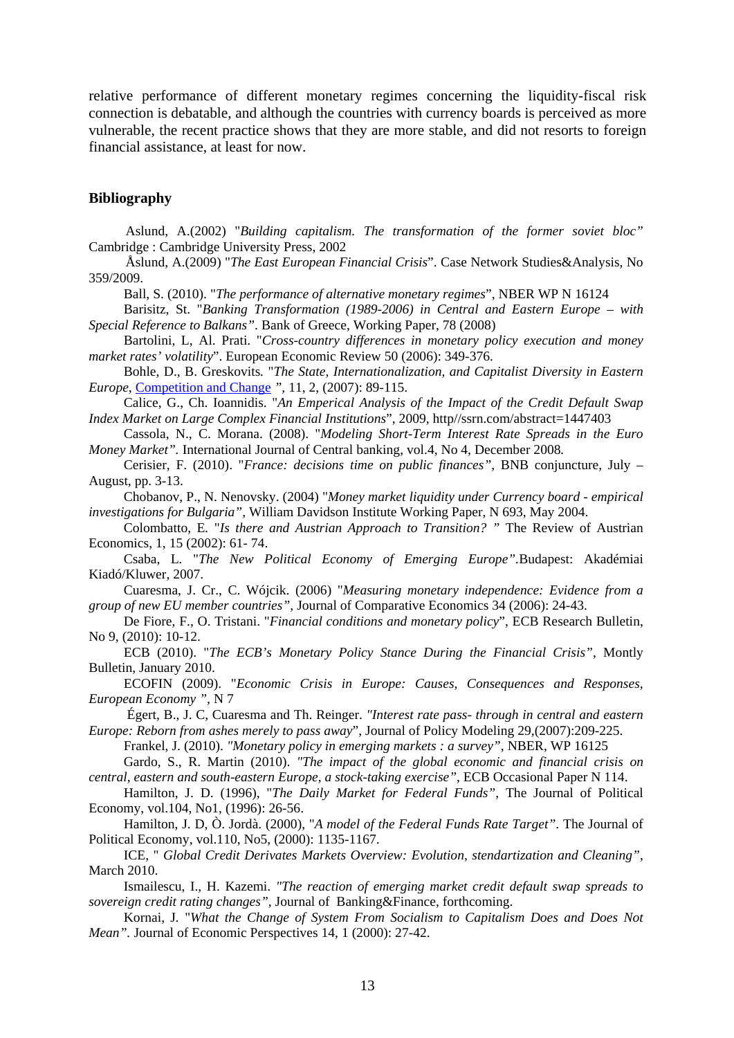relative performance of different monetary regimes concerning the liquidity-fiscal risk connection is debatable, and although the countries with currency boards is perceived as more vulnerable, the recent practice shows that they are more stable, and did not resorts to foreign financial assistance, at least for now.

## Bibliography

Aslund, A.(2002) "*Building capitalism. The transformation of the former soviet bloc"* Cambridge : Cambridge University Press, 2002

Åslund, A.(2009) "*The East European Financial Crisis*". Case Network Studies&Analysis, No 359/2009.

Ball, S. (2010). "*The performance of alternative monetary regimes*", NBER WP N 16124

Barisitz, St. "*Banking Transformation (1989-2006) in Central and Eastern Europe – with Special Reference to Balkans"*. Bank of Greece, Working Paper, 78 (2008)

Bartolini, L, Al. Prati. "*Cross-country differences in monetary policy execution and money market rates' volatility*". European Economic Review 50 (2006): 349-376.

Bohle, D., B. Greskovits*.* "*The State, Internationalization, and Capitalist Diversity in Eastern Europe*, Competition and Change ", 11, 2, (2007): 89-115.

Calice, G., Ch. Ioannidis. "*An Emperical Analysis of the Impact of the Credit Default Swap Index Market on Large Complex Financial Institutions*", 2009, http//ssrn.com/abstract=1447403

Cassola, N., C. Morana. (2008). "*Modeling Short-Term Interest Rate Spreads in the Euro Money Market".* International Journal of Central banking, vol.4, No 4, December 2008*.*

Cerisier, F. (2010). "*France: decisions time on public finances"*, BNB conjuncture, July – August, pp. 3-13.

Chobanov, P., N. Nenovsky. (2004) "*Money market liquidity under Currency board - empirical investigations for Bulgaria",* William Davidson Institute Working Paper, N 693, May 2004.

Colombatto, E. "*Is there and Austrian Approach to Transition? "* The Review of Austrian Economics, 1, 15 (2002): 61- 74.

Csaba, L. "*The New Political Economy of Emerging Europe"*.Budapest: Akadémiai Kiadó/Kluwer, 2007.

Cuaresma, J. Cr., C. Wójcik. (2006) "*Measuring monetary independence: Evidence from a group of new EU member countries"*, Journal of Comparative Economics 34 (2006): 24-43.

De Fiore, F., O. Tristani. "*Financial conditions and monetary policy*", ECB Research Bulletin, No 9, (2010): 10-12.

ECB (2010). "*The ECB's Monetary Policy Stance During the Financial Crisis"*, Montly Bulletin, January 2010.

ECOFIN (2009). "*Economic Crisis in Europe: Causes, Consequences and Responses, European Economy ",* N 7

Égert, B., J. C, Cuaresma and Th. Reinger. *"Interest rate pass- through in central and eastern Europe: Reborn from ashes merely to pass away*", Journal of Policy Modeling 29,(2007):209-225.

Frankel, J. (2010). *"Monetary policy in emerging markets : a survey"*, NBER, WP 16125

Gardo, S., R. Martin (2010). *"The impact of the global economic and financial crisis on central, eastern and south-eastern Europe, a stock-taking exercise"*, ECB Occasional Paper N 114.

Hamilton, J. D. (1996), "*The Daily Market for Federal Funds"*, The Journal of Political Economy, vol.104, No1, (1996): 26-56.

Hamilton, J. D, Ò. Jordà. (2000), "*A model of the Federal Funds Rate Target"*. The Journal of Political Economy, vol.110, No5, (2000): 1135-1167.

ICE, " *Global Credit Derivates Markets Overview: Evolution, stendartization and Cleaning"*, March 2010.

Ismailescu, I., H. Kazemi. *"The reaction of emerging market credit default swap spreads to sovereign credit rating changes",* Journal of Banking&Finance, forthcoming.

Kornai, J. "*What the Change of System From Socialism to Capitalism Does and Does Not Mean".* Journal of Economic Perspectives 14, 1 (2000): 27-42.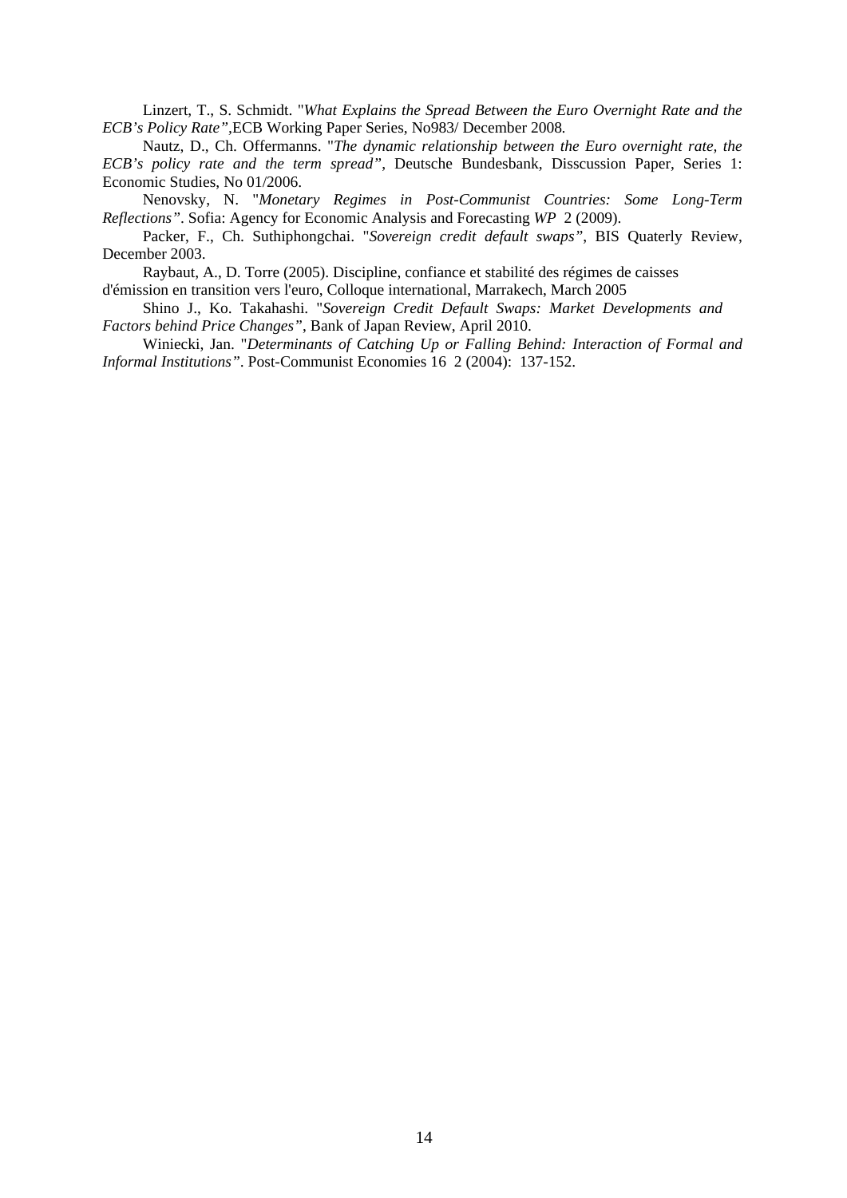Linzert, T., S. Schmidt. "*What Explains the Spread Between the Euro Overnight Rate and the ECB's Policy Rate"*,ECB Working Paper Series, No983/ December 2008.

Nautz, D., Ch. Offermanns. "*The dynamic relationship between the Euro overnight rate, the ECB's policy rate and the term spread"*, Deutsche Bundesbank, Disscussion Paper, Series 1: Economic Studies, No 01/2006.

Nenovsky, N. "*Monetary Regimes in Post-Communist Countries: Some Long-Term Reflections"*. Sofia: Agency for Economic Analysis and Forecasting *WP* 2 (2009).

Packer, F., Ch. Suthiphongchai. "*Sovereign credit default swaps"*, BIS Quaterly Review, December 2003.

Raybaut, A., D. Torre (2005). Discipline, confiance et stabilité des régimes de caisses d'émission en transition vers l'euro, Colloque international, Marrakech, March 2005

Shino J., Ko. Takahashi. "*Sovereign Credit Default Swaps: Market Developments and Factors behind Price Changes"*, Bank of Japan Review, April 2010.

Winiecki, Jan. "*Determinants of Catching Up or Falling Behind: Interaction of Formal and Informal Institutions"*. Post-Communist Economies 16 2 (2004): 137-152.